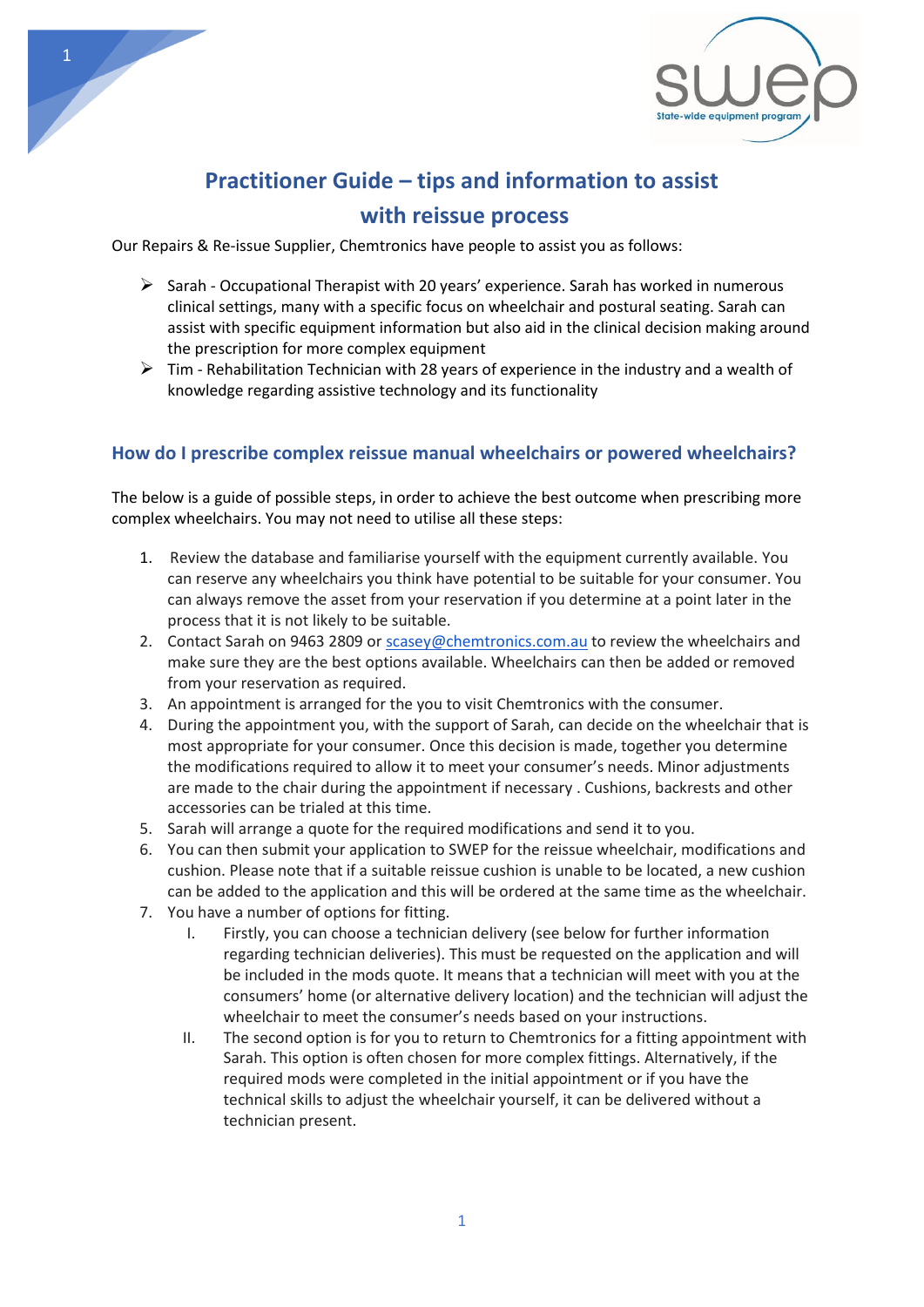# Practitioner Guide – tips and information to assist with reissue process

Our Repairs & Re-issue Supplier, Chemtronics have people to assist you as follows:

- Sarah - Occupational Therapist with 20 years' experience. Sarah has worked in numerous clinical settings, many with a specific focus on wheelchair and postural seating. Sarah can assist with specific equipment information but also aid in the clinical decision making around the prescription for more complex equipment
- Tim - Rehabilitation Technician with 28 years of experience in the industry and a wealth of knowledge regarding assistive technology and its functionality

## How do I prescribe complex reissue manual wheelchairs or powered wheelchairs?

The below is a guide of possible steps, in order to achieve the best outcome when prescribing more complex wheelchairs. You may not need to utilise all these steps:

1. Review the database and familiarise yourself with the equipment currently available. You can reserve any wheelchairs you think have potential to be suitable for your consumer. You can always remove the asset from your reservation if you determine at a point later in the process that it is not likely to be suitable.
2. Contact Sarah on 9463 2809 or scasey@chemtronics.com.au to review the wheelchairs and make sure they are the best options available. Wheelchairs can then be added or removed from your reservation as required.
3. An appointment is arranged for the you to visit Chemtronics with the consumer.
4. During the appointment you, with the support of Sarah, can decide on the wheelchair that is most appropriate for your consumer. Once this decision is made, together you determine the modifications required to allow it to meet your consumer's needs. Minor adjustments are made to the chair during the appointment if necessary . Cushions, backrests and other accessories can be trialed at this time.
5. Sarah will arrange a quote for the required modifications and send it to you.
6. You can then submit your application to SWEP for the reissue wheelchair, modifications and cushion. Please note that if a suitable reissue cushion is unable to be located, a new cushion can be added to the application and this will be ordered at the same time as the wheelchair.
7. You have a number of options for fitting.
   I. Firstly, you can choose a technician delivery (see below for further information regarding technician deliveries). This must be requested on the application and will be included in the mods quote. It means that a technician will meet with you at the consumers' home (or alternative delivery location) and the technician will adjust the wheelchair to meet the consumer's needs based on your instructions.
   II. The second option is for you to return to Chemtronics for a fitting appointment with Sarah. This option is often chosen for more complex fittings. Alternatively, if the required mods were completed in the initial appointment or if you have the technical skills to adjust the wheelchair yourself, it can be delivered without a technician present.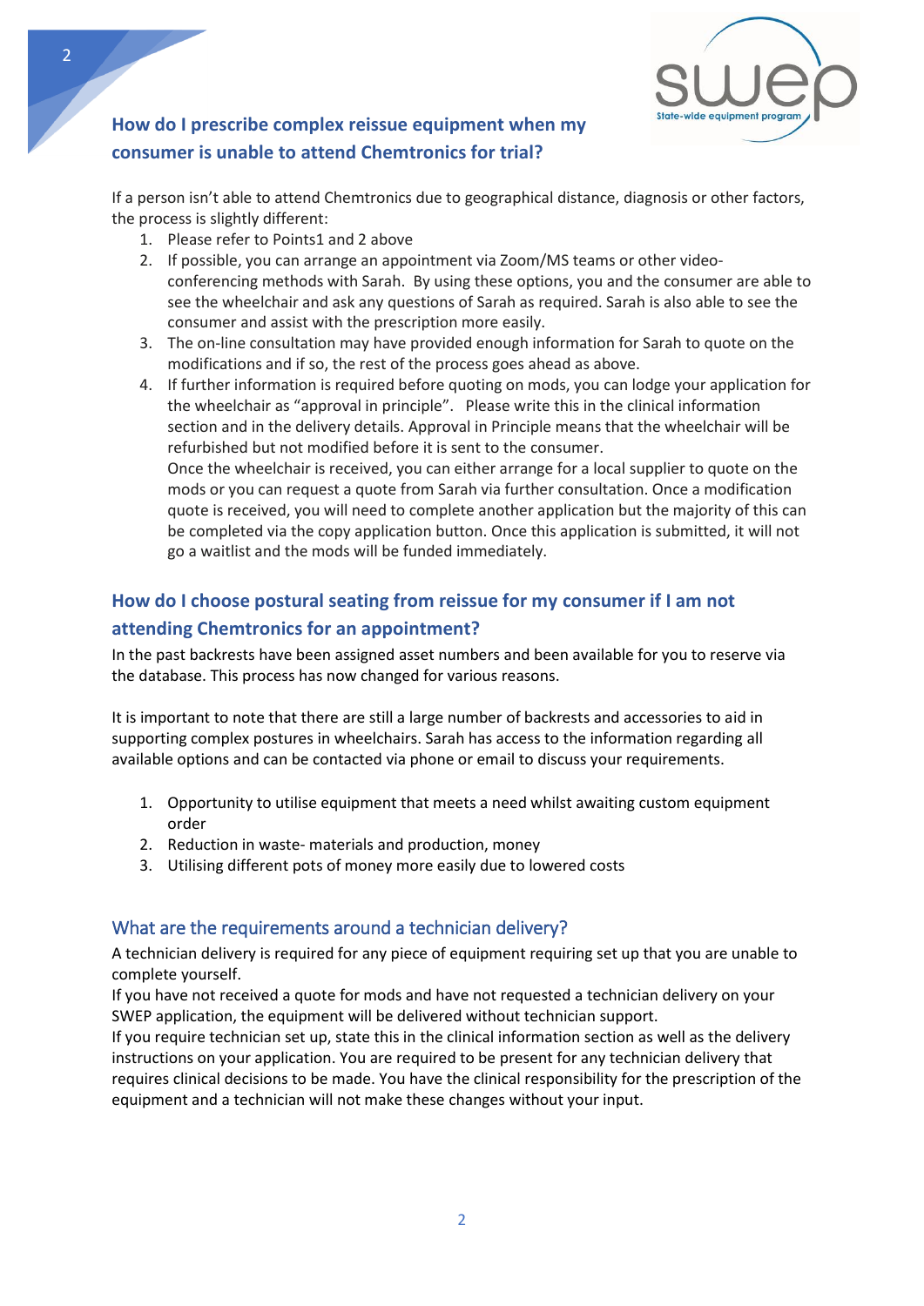## How do I prescribe complex reissue equipment when my consumer is unable to attend Chemtronics for trial?

If a person isn't able to attend Chemtronics due to geographical distance, diagnosis or other factors, the process is slightly different:

1. Please refer to Points1 and 2 above
2. If possible, you can arrange an appointment via Zoom/MS teams or other video-conferencing methods with Sarah. By using these options, you and the consumer are able to see the wheelchair and ask any questions of Sarah as required. Sarah is also able to see the consumer and assist with the prescription more easily.
3. The on-line consultation may have provided enough information for Sarah to quote on the modifications and if so, the rest of the process goes ahead as above.
4. If further information is required before quoting on mods, you can lodge your application for the wheelchair as "approval in principle". Please write this in the clinical information section and in the delivery details. Approval in Principle means that the wheelchair will be refurbished but not modified before it is sent to the consumer.
   Once the wheelchair is received, you can either arrange for a local supplier to quote on the mods or you can request a quote from Sarah via further consultation. Once a modification quote is received, you will need to complete another application but the majority of this can be completed via the copy application button. Once this application is submitted, it will not go a waitlist and the mods will be funded immediately.

## How do I choose postural seating from reissue for my consumer if I am not attending Chemtronics for an appointment?

In the past backrests have been assigned asset numbers and been available for you to reserve via the database. This process has now changed for various reasons.

It is important to note that there are still a large number of backrests and accessories to aid in supporting complex postures in wheelchairs. Sarah has access to the information regarding all available options and can be contacted via phone or email to discuss your requirements.

1. Opportunity to utilise equipment that meets a need whilst awaiting custom equipment order
2. Reduction in waste- materials and production, money
3. Utilising different pots of money more easily due to lowered costs

## What are the requirements around a technician delivery?

A technician delivery is required for any piece of equipment requiring set up that you are unable to complete yourself.

If you have not received a quote for mods and have not requested a technician delivery on your SWEP application, the equipment will be delivered without technician support.

If you require technician set up, state this in the clinical information section as well as the delivery instructions on your application. You are required to be present for any technician delivery that requires clinical decisions to be made. You have the clinical responsibility for the prescription of the equipment and a technician will not make these changes without your input.